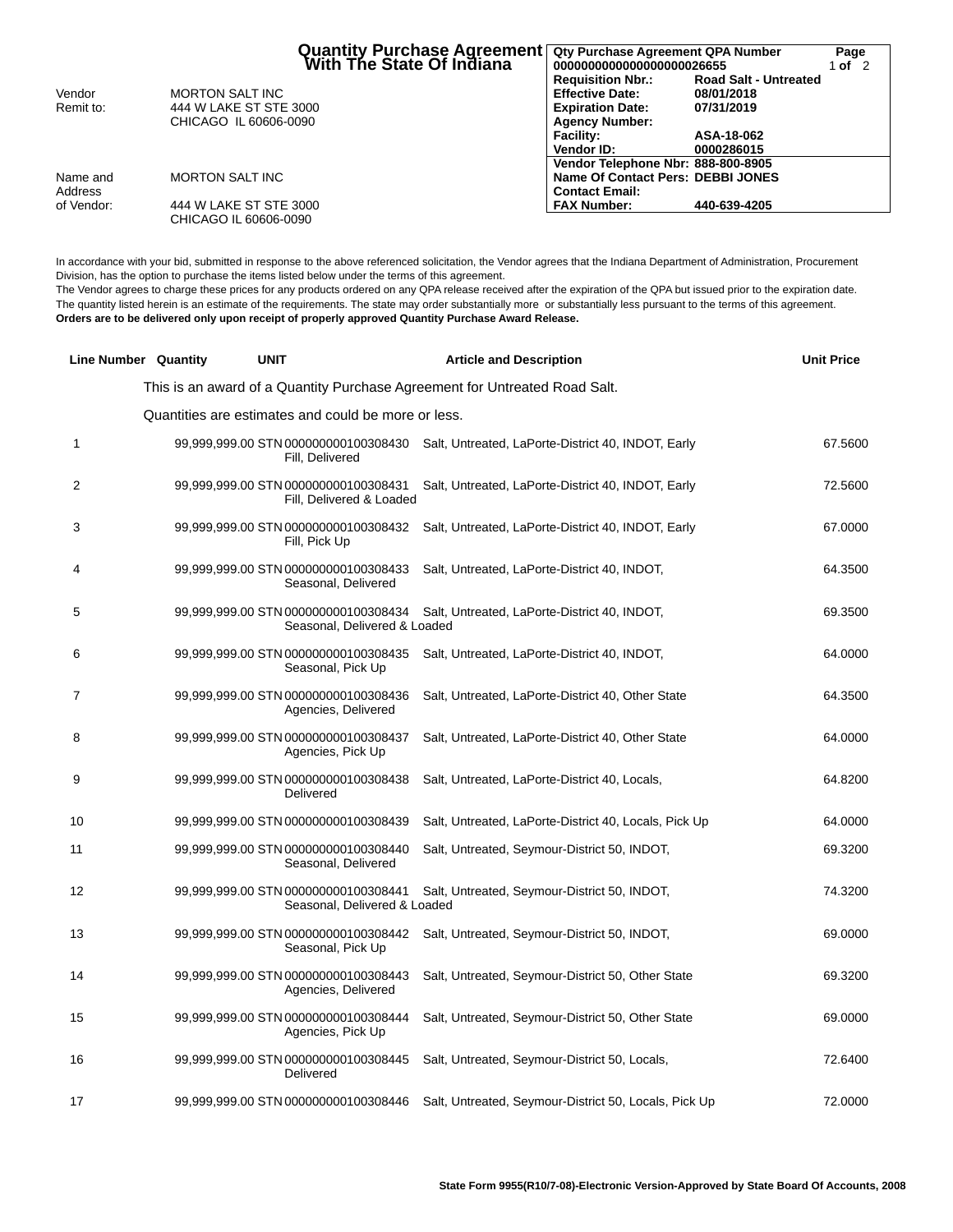# Quantity Purchase Agreement With The State Of Indiana

| | |
|---|---|
| Vendor | MORTON SALT INC |
| Remit to: | 444 W LAKE ST STE 3000<br>CHICAGO IL 60606-0090 |
| Name and Address of Vendor: | MORTON SALT INC<br>444 W LAKE ST STE 3000<br>CHICAGO IL 60606-0090 |

| Qty Purchase Agreement QPA Number | |
|---|---|
| 0000000000000000000026655 | |
| Requisition Nbr.: | Road Salt - Untreated |
| Effective Date: | 08/01/2018 |
| Expiration Date: | 07/31/2019 |
| Agency Number: | |
| Facility: | ASA-18-062 |
| Vendor ID: | 0000286015 |
| Vendor Telephone Nbr: | 888-800-8905 |
| Name Of Contact Pers: | DEBBI JONES |
| Contact Email: | |
| FAX Number: | 440-639-4205 |

In accordance with your bid, submitted in response to the above referenced solicitation, the Vendor agrees that the Indiana Department of Administration, Procurement Division, has the option to purchase the items listed below under the terms of this agreement.
The Vendor agrees to charge these prices for any products ordered on any QPA release received after the expiration of the QPA but issued prior to the expiration date.
The quantity listed herein is an estimate of the requirements. The state may order substantially more or substantially less pursuant to the terms of this agreement.
**Orders are to be delivered only upon receipt of properly approved Quantity Purchase Award Release.**

This is an award of a Quantity Purchase Agreement for Untreated Road Salt.

Quantities are estimates and could be more or less.

| Line Number | Quantity | UNIT | Article and Description | Unit Price |
|---|---|---|---|---|
| 1 | 99,999,999.00 | STN | 000000000100308430 Salt, Untreated, LaPorte-District 40, INDOT, Early Fill, Delivered | 67.5600 |
| 2 | 99,999,999.00 | STN | 000000000100308431 Salt, Untreated, LaPorte-District 40, INDOT, Early Fill, Delivered & Loaded | 72.5600 |
| 3 | 99,999,999.00 | STN | 000000000100308432 Salt, Untreated, LaPorte-District 40, INDOT, Early Fill, Pick Up | 67.0000 |
| 4 | 99,999,999.00 | STN | 000000000100308433 Salt, Untreated, LaPorte-District 40, INDOT, Seasonal, Delivered | 64.3500 |
| 5 | 99,999,999.00 | STN | 000000000100308434 Salt, Untreated, LaPorte-District 40, INDOT, Seasonal, Delivered & Loaded | 69.3500 |
| 6 | 99,999,999.00 | STN | 000000000100308435 Salt, Untreated, LaPorte-District 40, INDOT, Seasonal, Pick Up | 64.0000 |
| 7 | 99,999,999.00 | STN | 000000000100308436 Salt, Untreated, LaPorte-District 40, Other State Agencies, Delivered | 64.3500 |
| 8 | 99,999,999.00 | STN | 000000000100308437 Salt, Untreated, LaPorte-District 40, Other State Agencies, Pick Up | 64.0000 |
| 9 | 99,999,999.00 | STN | 000000000100308438 Salt, Untreated, LaPorte-District 40, Locals, Delivered | 64.8200 |
| 10 | 99,999,999.00 | STN | 000000000100308439 Salt, Untreated, LaPorte-District 40, Locals, Pick Up | 64.0000 |
| 11 | 99,999,999.00 | STN | 000000000100308440 Salt, Untreated, Seymour-District 50, INDOT, Seasonal, Delivered | 69.3200 |
| 12 | 99,999,999.00 | STN | 000000000100308441 Salt, Untreated, Seymour-District 50, INDOT, Seasonal, Delivered & Loaded | 74.3200 |
| 13 | 99,999,999.00 | STN | 000000000100308442 Salt, Untreated, Seymour-District 50, INDOT, Seasonal, Pick Up | 69.0000 |
| 14 | 99,999,999.00 | STN | 000000000100308443 Salt, Untreated, Seymour-District 50, Other State Agencies, Delivered | 69.3200 |
| 15 | 99,999,999.00 | STN | 000000000100308444 Salt, Untreated, Seymour-District 50, Other State Agencies, Pick Up | 69.0000 |
| 16 | 99,999,999.00 | STN | 000000000100308445 Salt, Untreated, Seymour-District 50, Locals, Delivered | 72.6400 |
| 17 | 99,999,999.00 | STN | 000000000100308446 Salt, Untreated, Seymour-District 50, Locals, Pick Up | 72.0000 |

**State Form 9955(R10/7-08)-Electronic Version-Approved by State Board Of Accounts, 2008**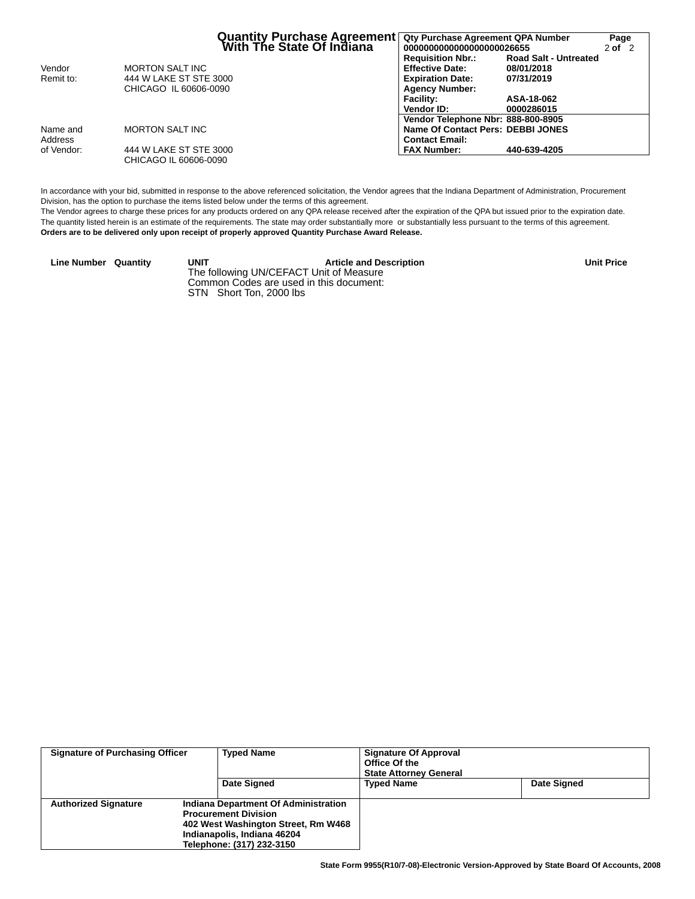# Quantity Purchase Agreement With The State Of Indiana

| | |
|---|---|
| Vendor Remit to: | MORTON SALT INC<br>444 W LAKE ST STE 3000<br>CHICAGO IL 60606-0090 |
| Name and Address of Vendor: | MORTON SALT INC<br>444 W LAKE ST STE 3000<br>CHICAGO IL 60606-0090 |

| | |
|---|---|
| **Qty Purchase Agreement QPA Number** | **0000000000000000000026655** |
| **Requisition Nbr.:** | **Road Salt - Untreated** |
| **Effective Date:** | **08/01/2018** |
| **Expiration Date:** | **07/31/2019** |
| **Agency Number:** | |
| **Facility:** | **ASA-18-062** |
| **Vendor ID:** | **0000286015** |
| **Vendor Telephone Nbr:** | **888-800-8905** |
| **Name Of Contact Pers:** | **DEBBI JONES** |
| **Contact Email:** | |
| **FAX Number:** | **440-639-4205** |

In accordance with your bid, submitted in response to the above referenced solicitation, the Vendor agrees that the Indiana Department of Administration, Procurement Division, has the option to purchase the items listed below under the terms of this agreement.
The Vendor agrees to charge these prices for any products ordered on any QPA release received after the expiration of the QPA but issued prior to the expiration date.
The quantity listed herein is an estimate of the requirements. The state may order substantially more or substantially less pursuant to the terms of this agreement.
**Orders are to be delivered only upon receipt of properly approved Quantity Purchase Award Release.**

| Line Number | Quantity | UNIT | Article and Description | Unit Price |
|---|---|---|---|---|
| | | The following UN/CEFACT Unit of Measure Common Codes are used in this document:<br>STN Short Ton, 2000 lbs | | |

| | | | |
|---|---|---|---|
| **Signature of Purchasing Officer** | **Typed Name** | **Signature Of Approval Office Of the State Attorney General** | |
| | **Date Signed** | **Typed Name** | **Date Signed** |
| **Authorized Signature** | **Indiana Department Of Administration<br>Procurement Division<br>402 West Washington Street, Rm W468<br>Indianapolis, Indiana 46204<br>Telephone: (317) 232-3150** | | |

**State Form 9955(R10/7-08)-Electronic Version-Approved by State Board Of Accounts, 2008**